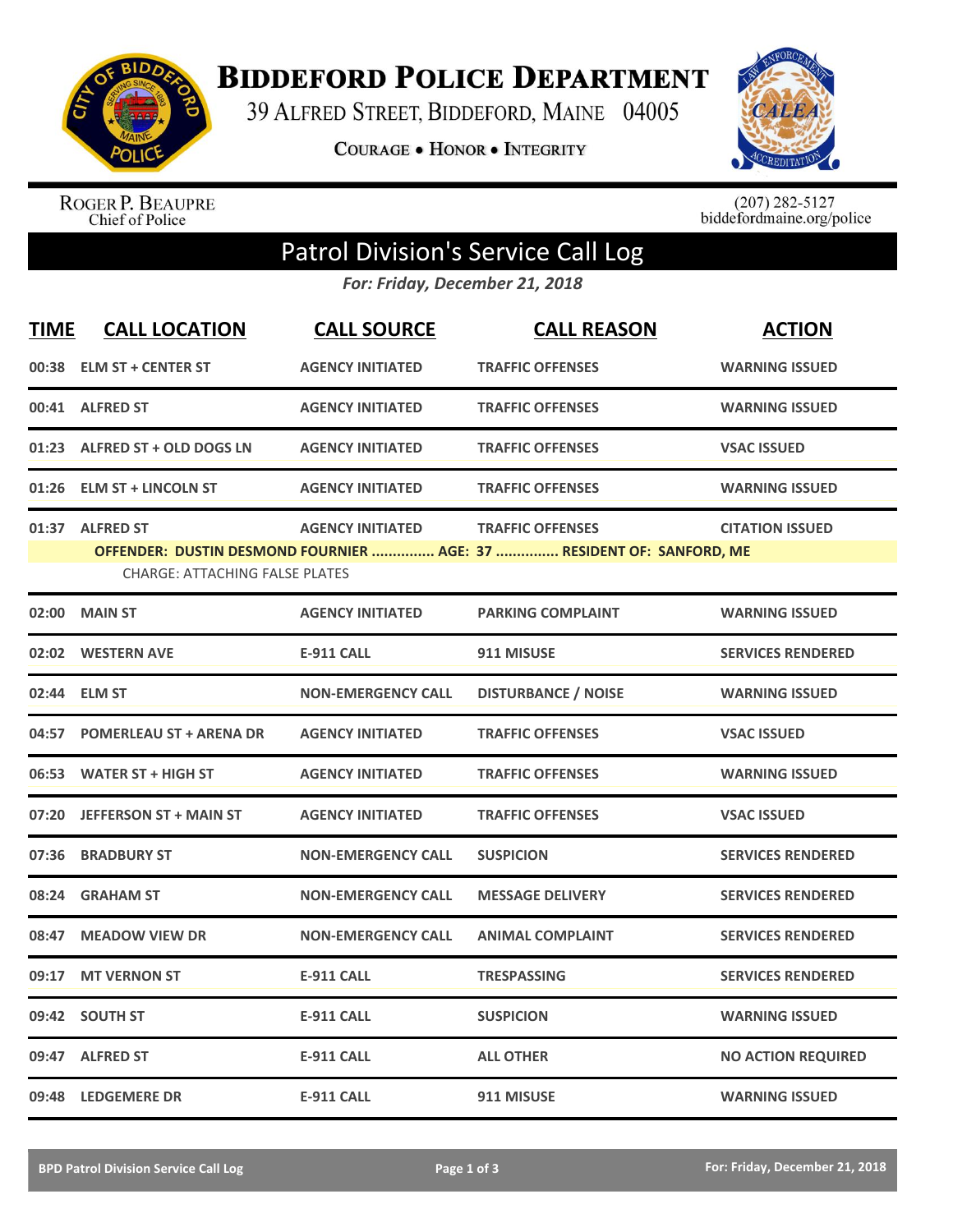# Biddeford Police Department

39 Alfred Street, Biddeford, Maine 04005

**Courage • Honor • Integrity**

Roger P. Beaupre
Chief of Police

(207) 282-5127
biddefordmaine.org/police

## Patrol Division's Service Call Log

*For: Friday, December 21, 2018*

| TIME | CALL LOCATION | CALL SOURCE | CALL REASON | ACTION |
|---|---|---|---|---|
| 00:38 | ELM ST + CENTER ST | AGENCY INITIATED | TRAFFIC OFFENSES | WARNING ISSUED |
| 00:41 | ALFRED ST | AGENCY INITIATED | TRAFFIC OFFENSES | WARNING ISSUED |
| 01:23 | ALFRED ST + OLD DOGS LN | AGENCY INITIATED | TRAFFIC OFFENSES | VSAC ISSUED |
| 01:26 | ELM ST + LINCOLN ST | AGENCY INITIATED | TRAFFIC OFFENSES | WARNING ISSUED |
| 01:37 | ALFRED ST | AGENCY INITIATED | TRAFFIC OFFENSES | CITATION ISSUED |
| | OFFENDER: DUSTIN DESMOND FOURNIER ............... AGE: 37 ............... RESIDENT OF: SANFORD, ME<br>CHARGE: ATTACHING FALSE PLATES | | | |
| 02:00 | MAIN ST | AGENCY INITIATED | PARKING COMPLAINT | WARNING ISSUED |
| 02:02 | WESTERN AVE | E-911 CALL | 911 MISUSE | SERVICES RENDERED |
| 02:44 | ELM ST | NON-EMERGENCY CALL | DISTURBANCE / NOISE | WARNING ISSUED |
| 04:57 | POMERLEAU ST + ARENA DR | AGENCY INITIATED | TRAFFIC OFFENSES | VSAC ISSUED |
| 06:53 | WATER ST + HIGH ST | AGENCY INITIATED | TRAFFIC OFFENSES | WARNING ISSUED |
| 07:20 | JEFFERSON ST + MAIN ST | AGENCY INITIATED | TRAFFIC OFFENSES | VSAC ISSUED |
| 07:36 | BRADBURY ST | NON-EMERGENCY CALL | SUSPICION | SERVICES RENDERED |
| 08:24 | GRAHAM ST | NON-EMERGENCY CALL | MESSAGE DELIVERY | SERVICES RENDERED |
| 08:47 | MEADOW VIEW DR | NON-EMERGENCY CALL | ANIMAL COMPLAINT | SERVICES RENDERED |
| 09:17 | MT VERNON ST | E-911 CALL | TRESPASSING | SERVICES RENDERED |
| 09:42 | SOUTH ST | E-911 CALL | SUSPICION | WARNING ISSUED |
| 09:47 | ALFRED ST | E-911 CALL | ALL OTHER | NO ACTION REQUIRED |
| 09:48 | LEDGEMERE DR | E-911 CALL | 911 MISUSE | WARNING ISSUED |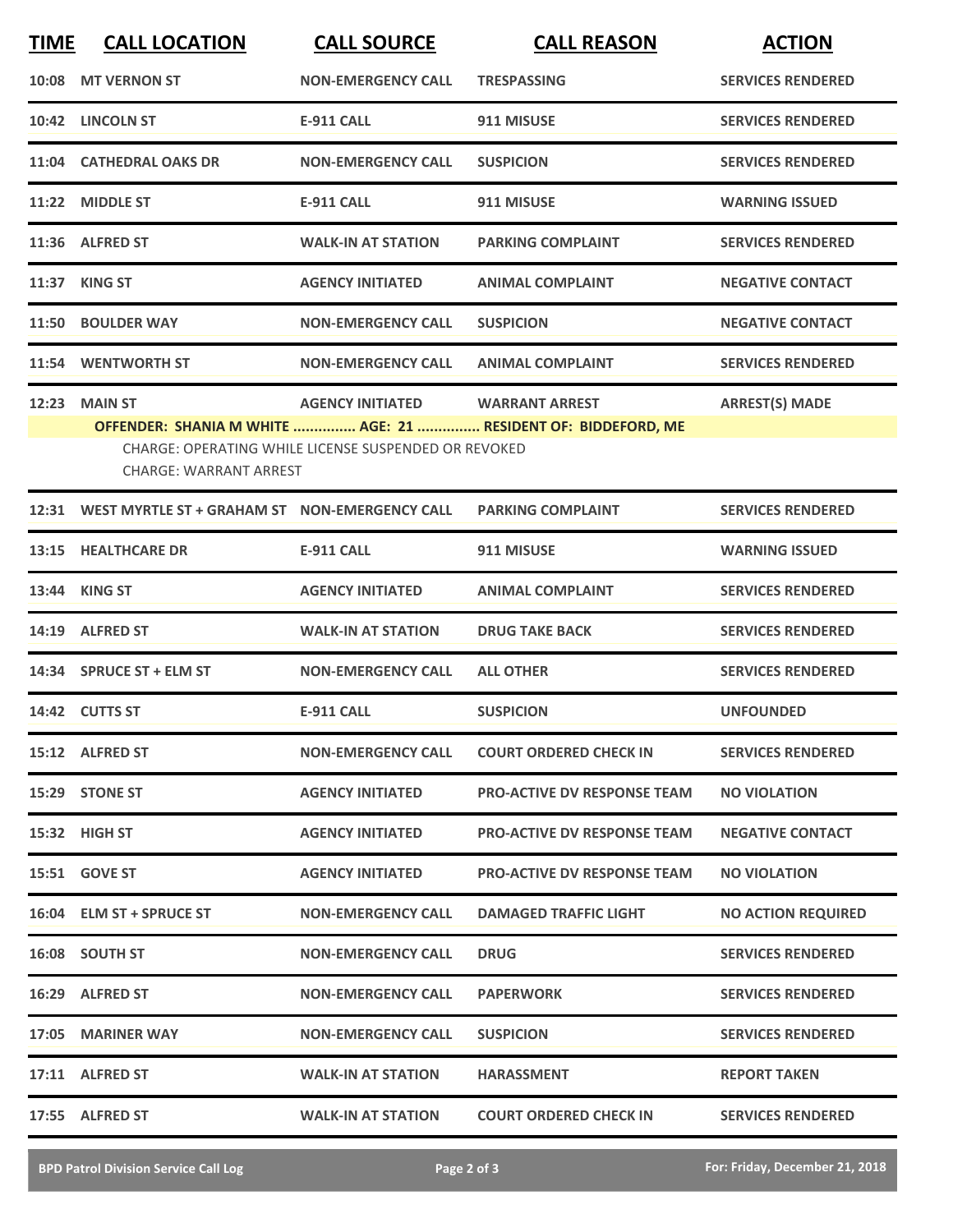| TIME | CALL LOCATION | CALL SOURCE | CALL REASON | ACTION |
|---|---|---|---|---|
| 10:08 | MT VERNON ST | NON-EMERGENCY CALL | TRESPASSING | SERVICES RENDERED |
| 10:42 | LINCOLN ST | E-911 CALL | 911 MISUSE | SERVICES RENDERED |
| 11:04 | CATHEDRAL OAKS DR | NON-EMERGENCY CALL | SUSPICION | SERVICES RENDERED |
| 11:22 | MIDDLE ST | E-911 CALL | 911 MISUSE | WARNING ISSUED |
| 11:36 | ALFRED ST | WALK-IN AT STATION | PARKING COMPLAINT | SERVICES RENDERED |
| 11:37 | KING ST | AGENCY INITIATED | ANIMAL COMPLAINT | NEGATIVE CONTACT |
| 11:50 | BOULDER WAY | NON-EMERGENCY CALL | SUSPICION | NEGATIVE CONTACT |
| 11:54 | WENTWORTH ST | NON-EMERGENCY CALL | ANIMAL COMPLAINT | SERVICES RENDERED |
| 12:23 | MAIN ST | AGENCY INITIATED | WARRANT ARREST | ARREST(S) MADE |

**OFFENDER: SHANIA M WHITE ............... AGE: 21 ............... RESIDENT OF: BIDDEFORD, ME**

CHARGE: OPERATING WHILE LICENSE SUSPENDED OR REVOKED
CHARGE: WARRANT ARREST

| TIME | CALL LOCATION | CALL SOURCE | CALL REASON | ACTION |
|---|---|---|---|---|
| 12:31 | WEST MYRTLE ST + GRAHAM ST | NON-EMERGENCY CALL | PARKING COMPLAINT | SERVICES RENDERED |
| 13:15 | HEALTHCARE DR | E-911 CALL | 911 MISUSE | WARNING ISSUED |
| 13:44 | KING ST | AGENCY INITIATED | ANIMAL COMPLAINT | SERVICES RENDERED |
| 14:19 | ALFRED ST | WALK-IN AT STATION | DRUG TAKE BACK | SERVICES RENDERED |
| 14:34 | SPRUCE ST + ELM ST | NON-EMERGENCY CALL | ALL OTHER | SERVICES RENDERED |
| 14:42 | CUTTS ST | E-911 CALL | SUSPICION | UNFOUNDED |
| 15:12 | ALFRED ST | NON-EMERGENCY CALL | COURT ORDERED CHECK IN | SERVICES RENDERED |
| 15:29 | STONE ST | AGENCY INITIATED | PRO-ACTIVE DV RESPONSE TEAM | NO VIOLATION |
| 15:32 | HIGH ST | AGENCY INITIATED | PRO-ACTIVE DV RESPONSE TEAM | NEGATIVE CONTACT |
| 15:51 | GOVE ST | AGENCY INITIATED | PRO-ACTIVE DV RESPONSE TEAM | NO VIOLATION |
| 16:04 | ELM ST + SPRUCE ST | NON-EMERGENCY CALL | DAMAGED TRAFFIC LIGHT | NO ACTION REQUIRED |
| 16:08 | SOUTH ST | NON-EMERGENCY CALL | DRUG | SERVICES RENDERED |
| 16:29 | ALFRED ST | NON-EMERGENCY CALL | PAPERWORK | SERVICES RENDERED |
| 17:05 | MARINER WAY | NON-EMERGENCY CALL | SUSPICION | SERVICES RENDERED |
| 17:11 | ALFRED ST | WALK-IN AT STATION | HARASSMENT | REPORT TAKEN |
| 17:55 | ALFRED ST | WALK-IN AT STATION | COURT ORDERED CHECK IN | SERVICES RENDERED |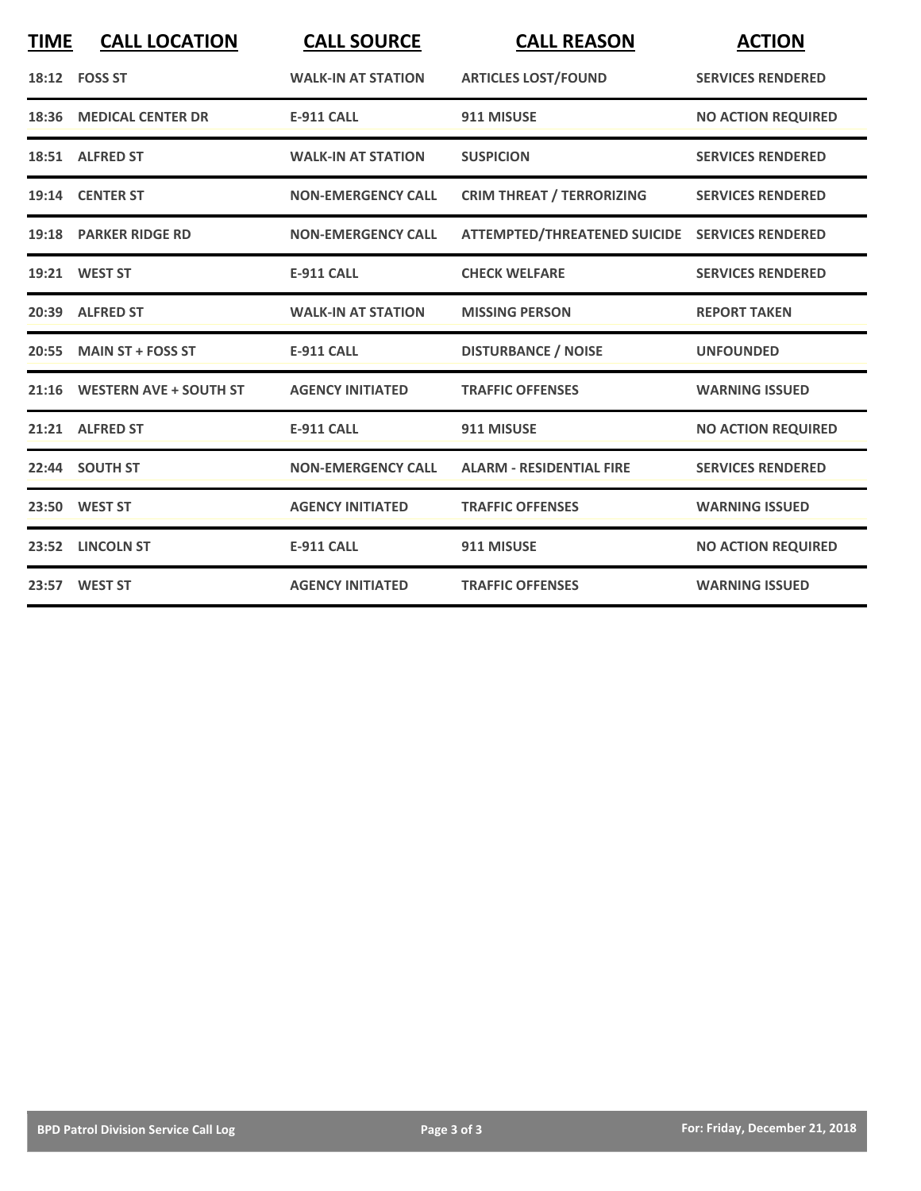| TIME | CALL LOCATION | CALL SOURCE | CALL REASON | ACTION |
|---|---|---|---|---|
| 18:12 | FOSS ST | WALK-IN AT STATION | ARTICLES LOST/FOUND | SERVICES RENDERED |
| 18:36 | MEDICAL CENTER DR | E-911 CALL | 911 MISUSE | NO ACTION REQUIRED |
| 18:51 | ALFRED ST | WALK-IN AT STATION | SUSPICION | SERVICES RENDERED |
| 19:14 | CENTER ST | NON-EMERGENCY CALL | CRIM THREAT / TERRORIZING | SERVICES RENDERED |
| 19:18 | PARKER RIDGE RD | NON-EMERGENCY CALL | ATTEMPTED/THREATENED SUICIDE | SERVICES RENDERED |
| 19:21 | WEST ST | E-911 CALL | CHECK WELFARE | SERVICES RENDERED |
| 20:39 | ALFRED ST | WALK-IN AT STATION | MISSING PERSON | REPORT TAKEN |
| 20:55 | MAIN ST + FOSS ST | E-911 CALL | DISTURBANCE / NOISE | UNFOUNDED |
| 21:16 | WESTERN AVE + SOUTH ST | AGENCY INITIATED | TRAFFIC OFFENSES | WARNING ISSUED |
| 21:21 | ALFRED ST | E-911 CALL | 911 MISUSE | NO ACTION REQUIRED |
| 22:44 | SOUTH ST | NON-EMERGENCY CALL | ALARM - RESIDENTIAL FIRE | SERVICES RENDERED |
| 23:50 | WEST ST | AGENCY INITIATED | TRAFFIC OFFENSES | WARNING ISSUED |
| 23:52 | LINCOLN ST | E-911 CALL | 911 MISUSE | NO ACTION REQUIRED |
| 23:57 | WEST ST | AGENCY INITIATED | TRAFFIC OFFENSES | WARNING ISSUED |